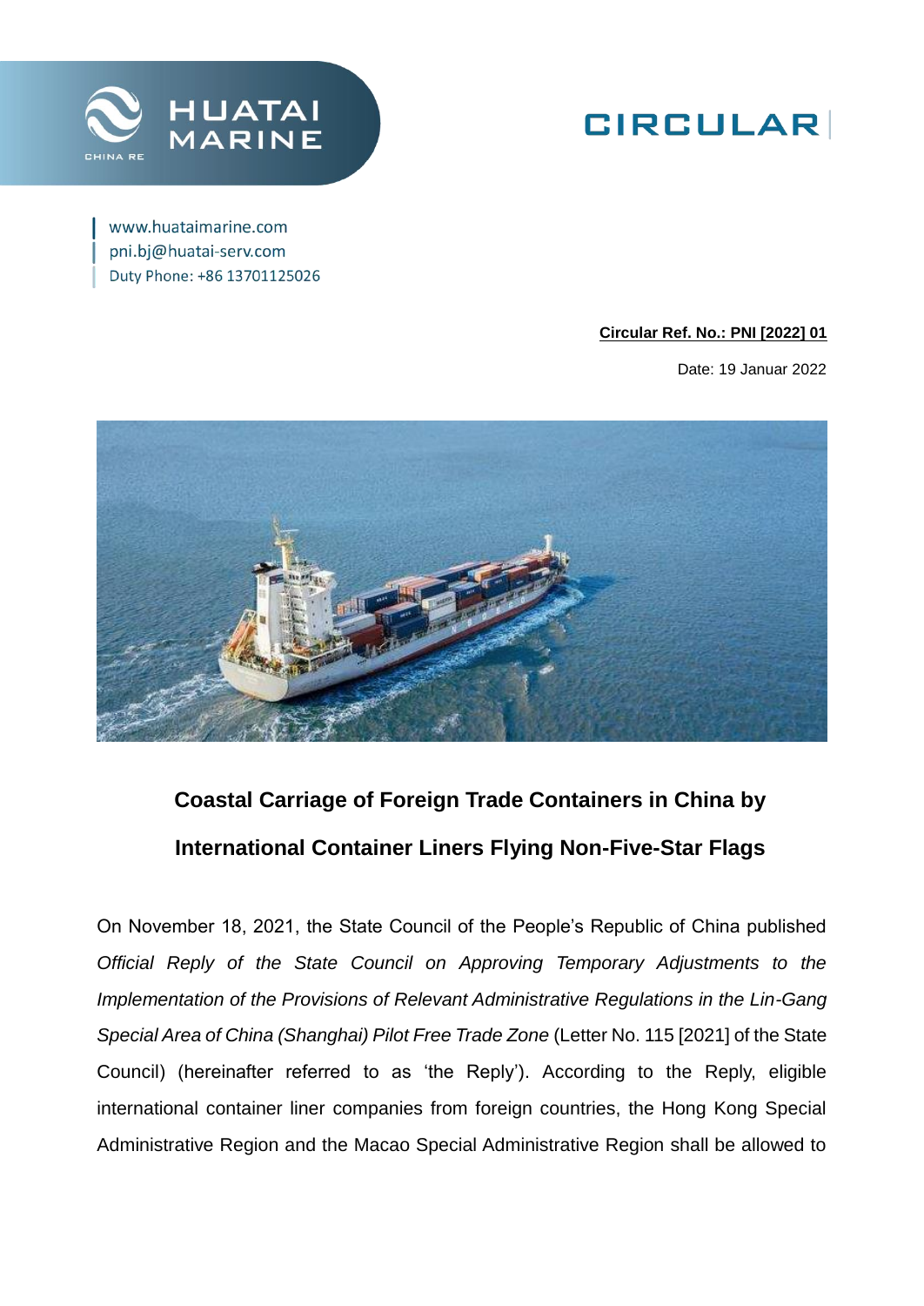HUATAI MARINE

CHINA RE

# CIRCULAR

www.huataimarine.com
pni.bj@huatai-serv.com
Duty Phone: +86 13701125026

**Circular Ref. No.: PNI [2022] 01**

Date: 19 Januar 2022

## Coastal Carriage of Foreign Trade Containers in China by International Container Liners Flying Non-Five-Star Flags

On November 18, 2021, the State Council of the People's Republic of China published *Official Reply of the State Council on Approving Temporary Adjustments to the Implementation of the Provisions of Relevant Administrative Regulations in the Lin-Gang Special Area of China (Shanghai) Pilot Free Trade Zone* (Letter No. 115 [2021] of the State Council) (hereinafter referred to as 'the Reply'). According to the Reply, eligible international container liner companies from foreign countries, the Hong Kong Special Administrative Region and the Macao Special Administrative Region shall be allowed to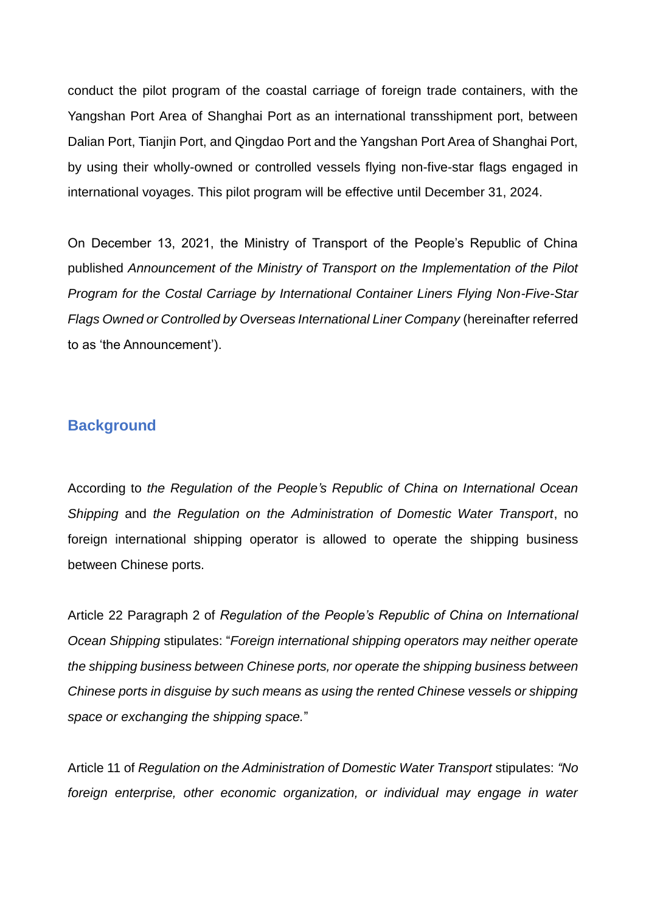conduct the pilot program of the coastal carriage of foreign trade containers, with the Yangshan Port Area of Shanghai Port as an international transshipment port, between Dalian Port, Tianjin Port, and Qingdao Port and the Yangshan Port Area of Shanghai Port, by using their wholly-owned or controlled vessels flying non-five-star flags engaged in international voyages. This pilot program will be effective until December 31, 2024.

On December 13, 2021, the Ministry of Transport of the People's Republic of China published *Announcement of the Ministry of Transport on the Implementation of the Pilot Program for the Costal Carriage by International Container Liners Flying Non-Five-Star Flags Owned or Controlled by Overseas International Liner Company* (hereinafter referred to as 'the Announcement').

## Background

According to *the Regulation of the People's Republic of China on International Ocean Shipping* and *the Regulation on the Administration of Domestic Water Transport*, no foreign international shipping operator is allowed to operate the shipping business between Chinese ports.

Article 22 Paragraph 2 of *Regulation of the People's Republic of China on International Ocean Shipping* stipulates: "*Foreign international shipping operators may neither operate the shipping business between Chinese ports, nor operate the shipping business between Chinese ports in disguise by such means as using the rented Chinese vessels or shipping space or exchanging the shipping space.*"

Article 11 of *Regulation on the Administration of Domestic Water Transport* stipulates: *"No foreign enterprise, other economic organization, or individual may engage in water*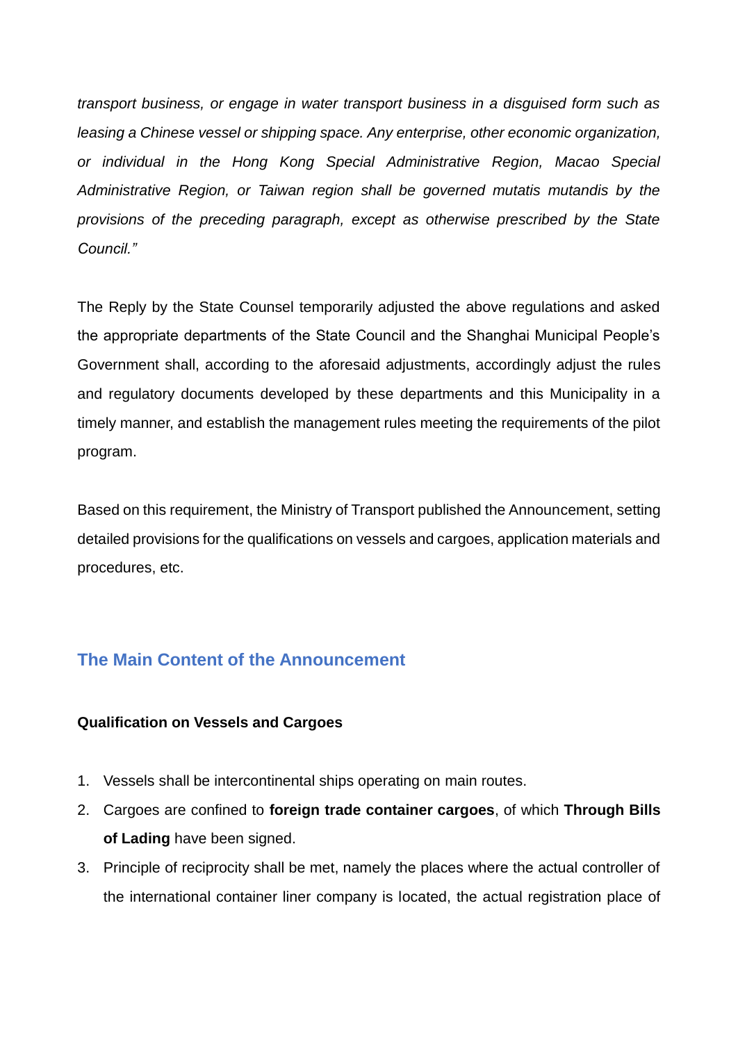*transport business, or engage in water transport business in a disguised form such as leasing a Chinese vessel or shipping space. Any enterprise, other economic organization, or individual in the Hong Kong Special Administrative Region, Macao Special Administrative Region, or Taiwan region shall be governed mutatis mutandis by the provisions of the preceding paragraph, except as otherwise prescribed by the State Council."*

The Reply by the State Counsel temporarily adjusted the above regulations and asked the appropriate departments of the State Council and the Shanghai Municipal People's Government shall, according to the aforesaid adjustments, accordingly adjust the rules and regulatory documents developed by these departments and this Municipality in a timely manner, and establish the management rules meeting the requirements of the pilot program.

Based on this requirement, the Ministry of Transport published the Announcement, setting detailed provisions for the qualifications on vessels and cargoes, application materials and procedures, etc.

## The Main Content of the Announcement

**Qualification on Vessels and Cargoes**

1. Vessels shall be intercontinental ships operating on main routes.
2. Cargoes are confined to **foreign trade container cargoes**, of which **Through Bills of Lading** have been signed.
3. Principle of reciprocity shall be met, namely the places where the actual controller of the international container liner company is located, the actual registration place of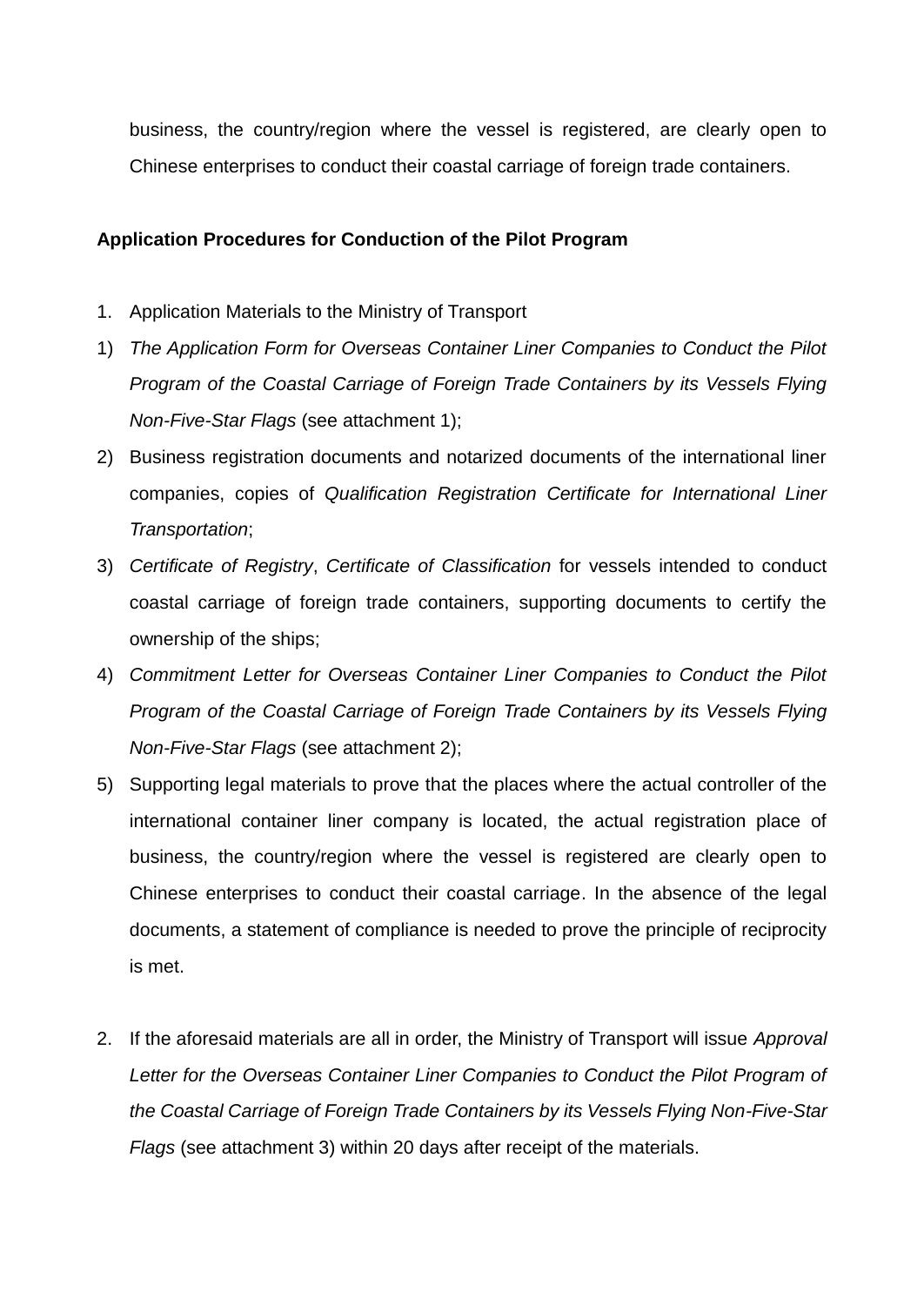business, the country/region where the vessel is registered, are clearly open to Chinese enterprises to conduct their coastal carriage of foreign trade containers.

**Application Procedures for Conduction of the Pilot Program**

1. Application Materials to the Ministry of Transport

1) *The Application Form for Overseas Container Liner Companies to Conduct the Pilot Program of the Coastal Carriage of Foreign Trade Containers by its Vessels Flying Non-Five-Star Flags* (see attachment 1);

2) Business registration documents and notarized documents of the international liner companies, copies of *Qualification Registration Certificate for International Liner Transportation*;

3) *Certificate of Registry*, *Certificate of Classification* for vessels intended to conduct coastal carriage of foreign trade containers, supporting documents to certify the ownership of the ships;

4) *Commitment Letter for Overseas Container Liner Companies to Conduct the Pilot Program of the Coastal Carriage of Foreign Trade Containers by its Vessels Flying Non-Five-Star Flags* (see attachment 2);

5) Supporting legal materials to prove that the places where the actual controller of the international container liner company is located, the actual registration place of business, the country/region where the vessel is registered are clearly open to Chinese enterprises to conduct their coastal carriage. In the absence of the legal documents, a statement of compliance is needed to prove the principle of reciprocity is met.

2. If the aforesaid materials are all in order, the Ministry of Transport will issue *Approval Letter for the Overseas Container Liner Companies to Conduct the Pilot Program of the Coastal Carriage of Foreign Trade Containers by its Vessels Flying Non-Five-Star Flags* (see attachment 3) within 20 days after receipt of the materials.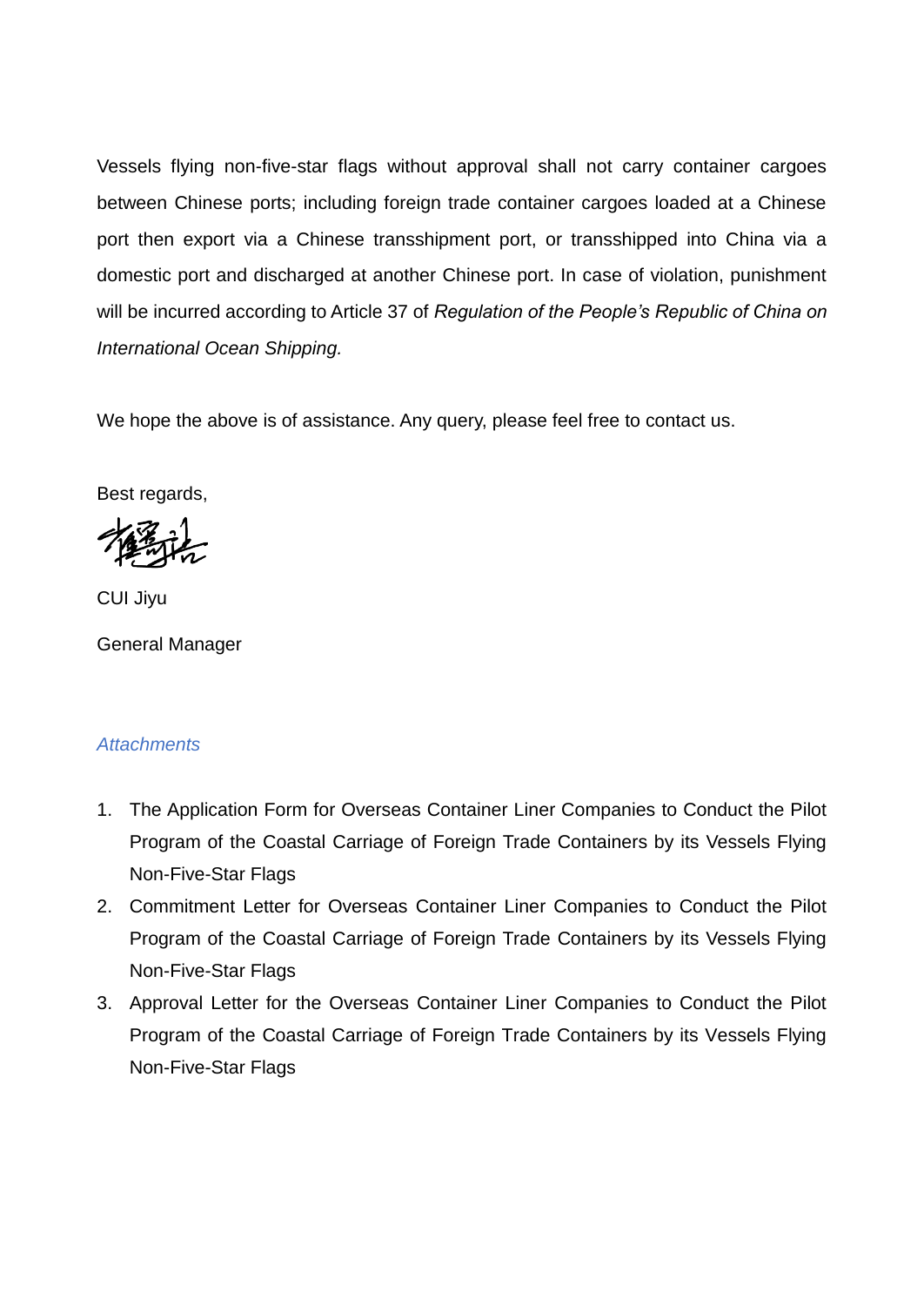Vessels flying non-five-star flags without approval shall not carry container cargoes between Chinese ports; including foreign trade container cargoes loaded at a Chinese port then export via a Chinese transshipment port, or transshipped into China via a domestic port and discharged at another Chinese port. In case of violation, punishment will be incurred according to Article 37 of *Regulation of the People's Republic of China on International Ocean Shipping.*

We hope the above is of assistance. Any query, please feel free to contact us.

Best regards,

CUI Jiyu

General Manager

*Attachments*

1. The Application Form for Overseas Container Liner Companies to Conduct the Pilot Program of the Coastal Carriage of Foreign Trade Containers by its Vessels Flying Non-Five-Star Flags
2. Commitment Letter for Overseas Container Liner Companies to Conduct the Pilot Program of the Coastal Carriage of Foreign Trade Containers by its Vessels Flying Non-Five-Star Flags
3. Approval Letter for the Overseas Container Liner Companies to Conduct the Pilot Program of the Coastal Carriage of Foreign Trade Containers by its Vessels Flying Non-Five-Star Flags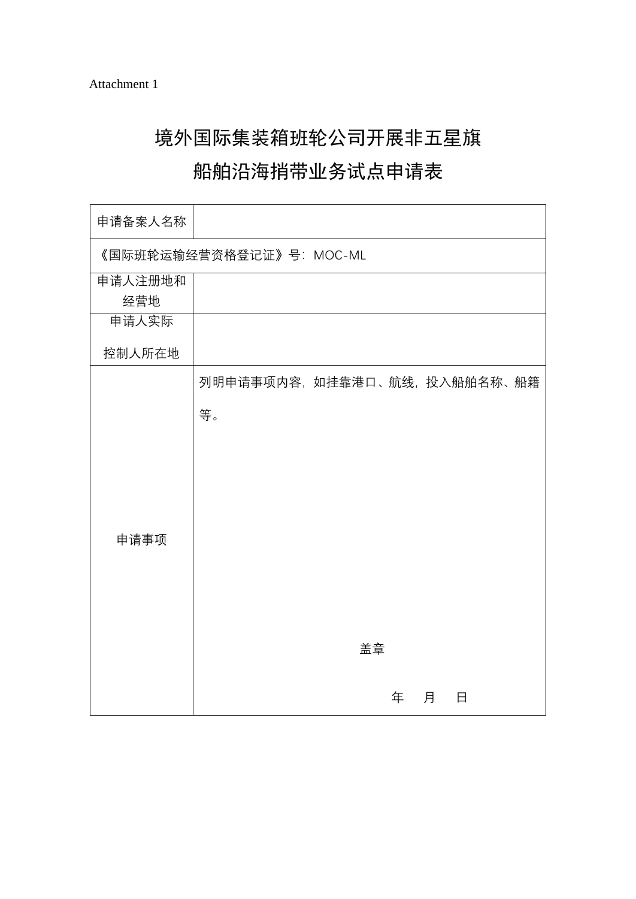Attachment 1

# 境外国际集装箱班轮公司开展非五星旗船舶沿海捎带业务试点申请表

| 申请备案人名称 | |
|---|---|
| 《国际班轮运输经营资格登记证》号：MOC-ML | |
| 申请人注册地和经营地 | |
| 申请人实际控制人所在地 | |
| 申请事项 | 列明申请事项内容，如挂靠港口、航线，投入船舶名称、船籍等。<br><br>盖章<br><br>年　月　日 |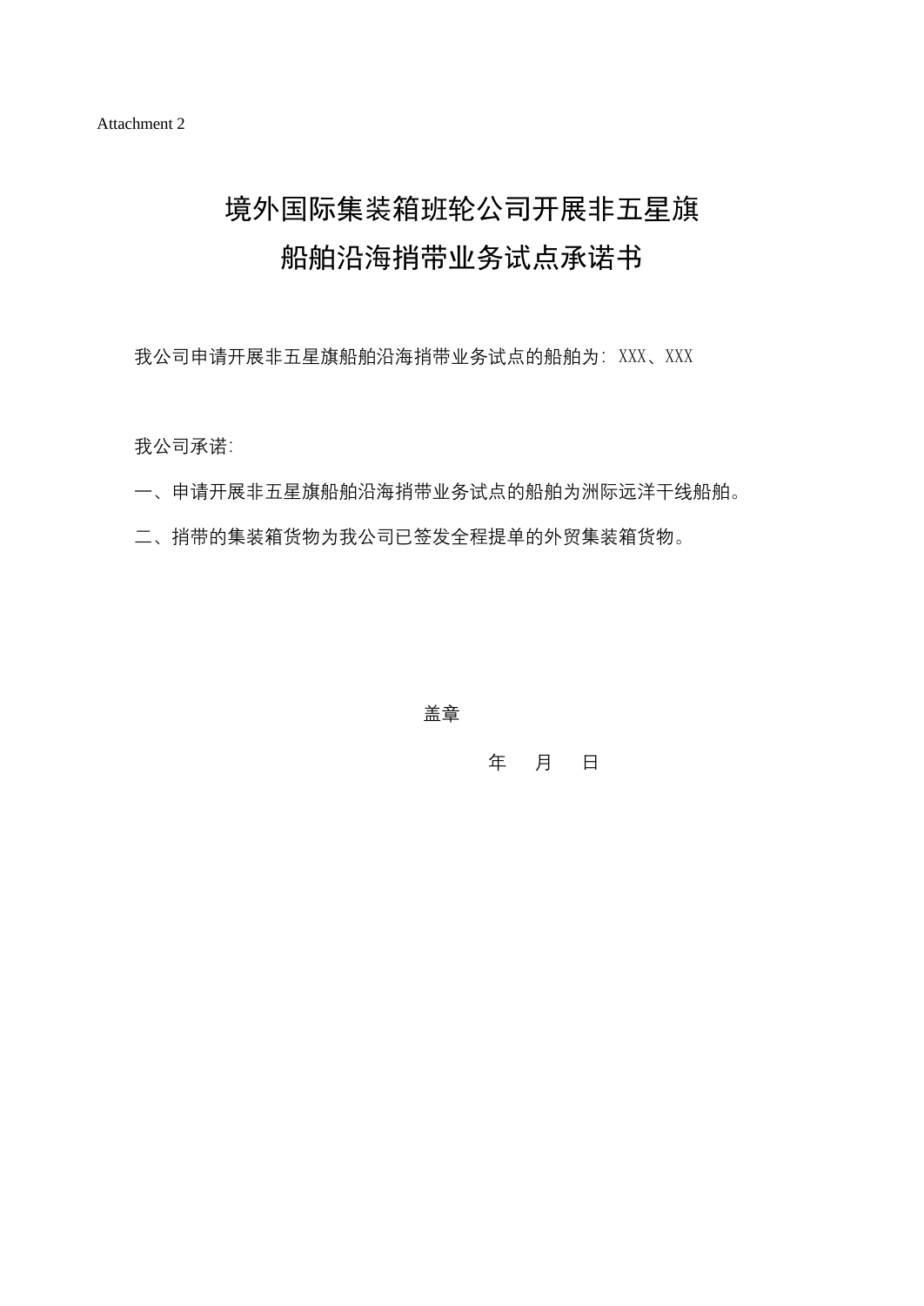Attachment 2

# 境外国际集装箱班轮公司开展非五星旗船舶沿海捎带业务试点承诺书

我公司申请开展非五星旗船舶沿海捎带业务试点的船舶为：XXX、XXX

我公司承诺：

一、申请开展非五星旗船舶沿海捎带业务试点的船舶为洲际远洋干线船舶。

二、捎带的集装箱货物为我公司已签发全程提单的外贸集装箱货物。

盖章

年　月　日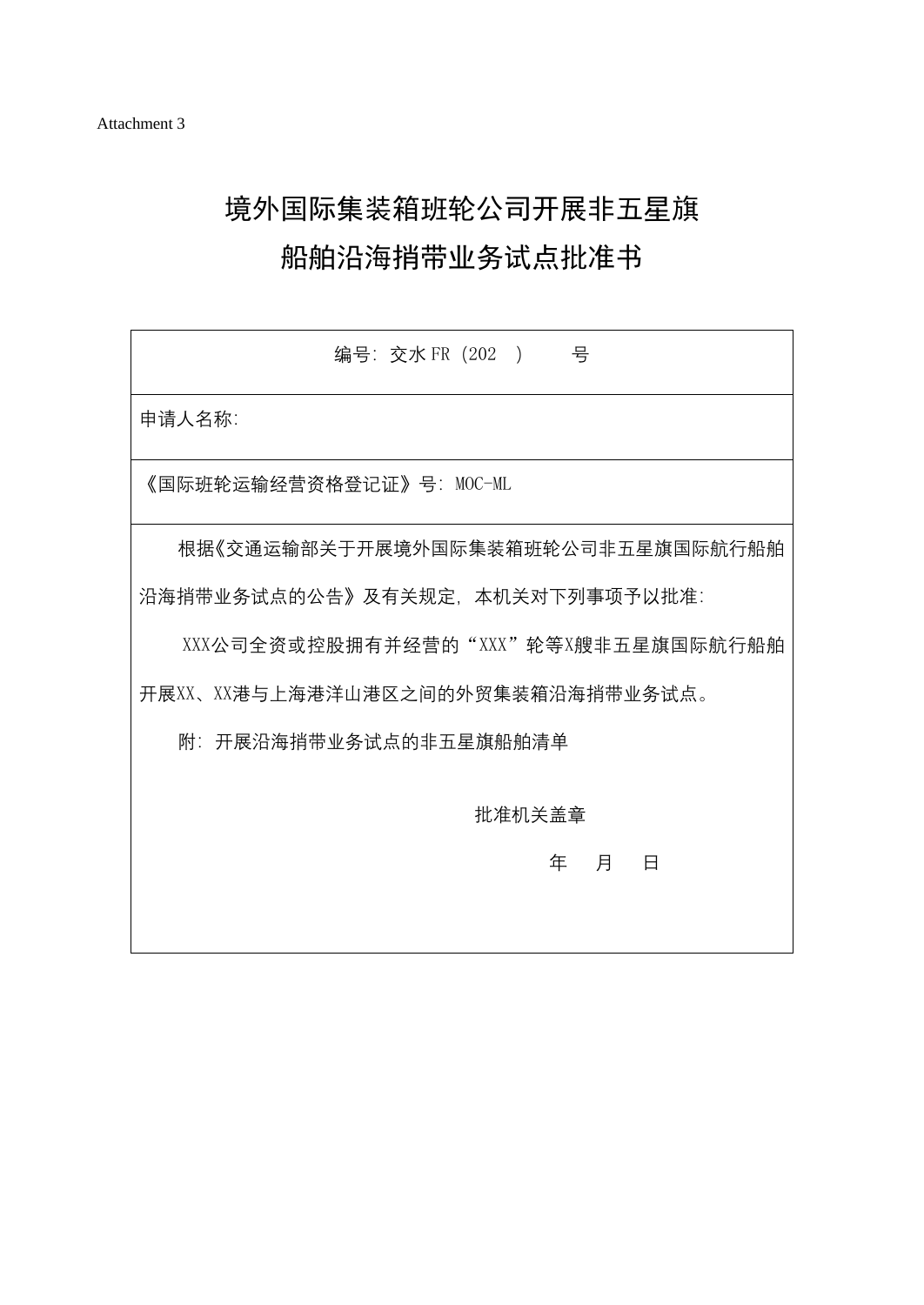Attachment 3

# 境外国际集装箱班轮公司开展非五星旗船舶沿海捎带业务试点批准书

| 编号: 交水FR (202 ) 号 |
|---|
| 申请人名称: |
| 《国际班轮运输经营资格登记证》号: MOC-ML |
| 根据《交通运输部关于开展境外国际集装箱班轮公司非五星旗国际航行船舶沿海捎带业务试点的公告》及有关规定, 本机关对下列事项予以批准:<br>XXX公司全资或控股拥有并经营的“XXX”轮等X艘非五星旗国际航行船舶开展XX、XX港与上海港洋山港区之间的外贸集装箱沿海捎带业务试点。<br>附: 开展沿海捎带业务试点的非五星旗船舶清单<br>批准机关盖章<br>年 月 日 |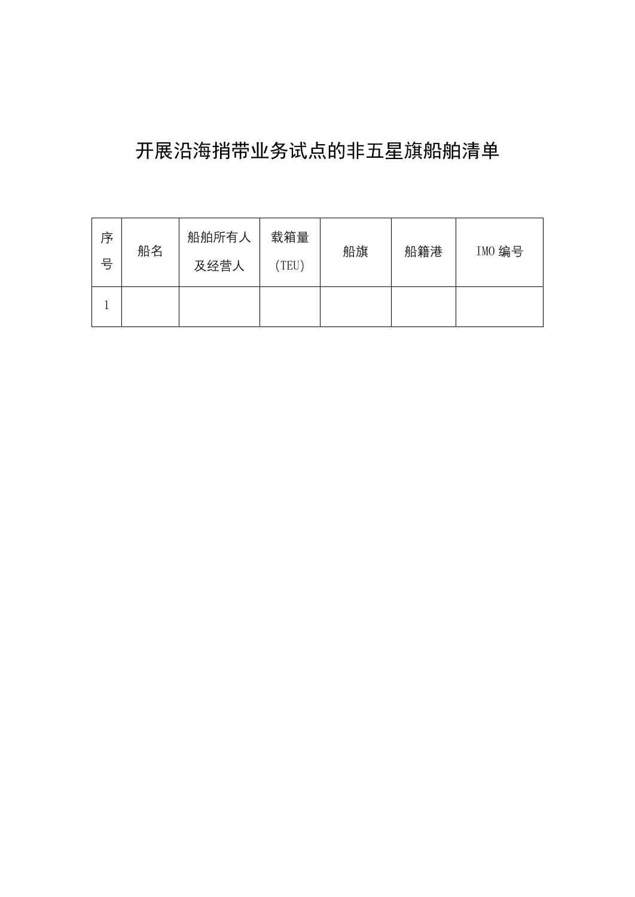# 开展沿海捎带业务试点的非五星旗船舶清单

| 序号 | 船名 | 船舶所有人及经营人 | 载箱量(TEU) | 船旗 | 船籍港 | IMO 编号 |
|---|---|---|---|---|---|---|
| 1 | | | | | | |